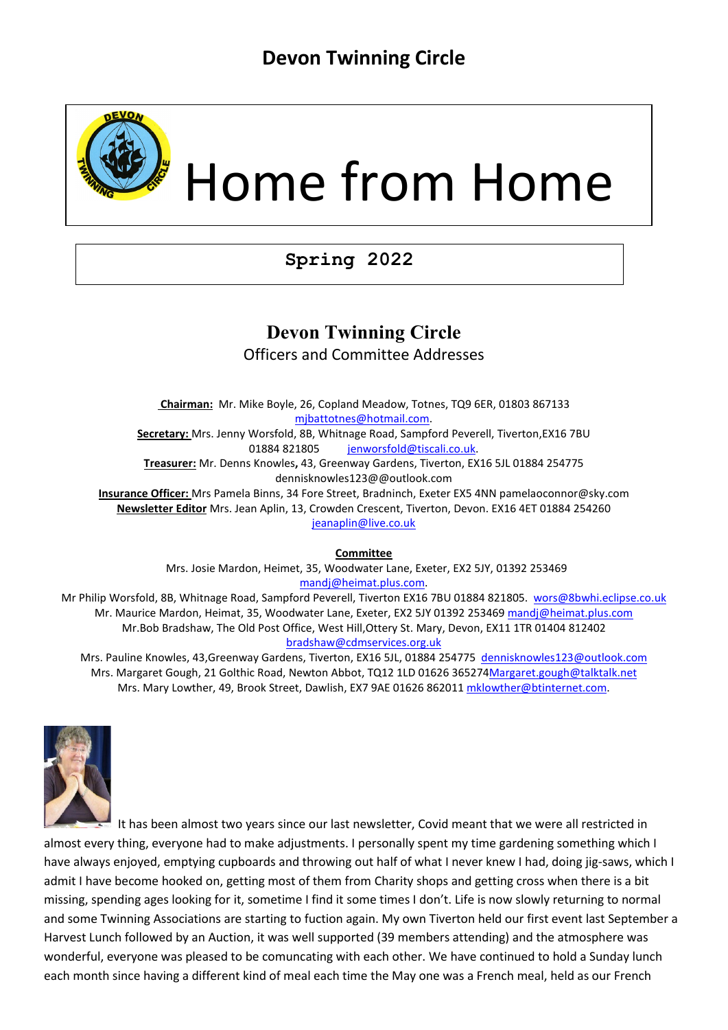# Devon Twinning Circle

# Home from Home

**Spring 2022**

## Devon Twinning Circle

Officers and Committee Addresses

**Chairman:** Mr. Mike Boyle, 26, Copland Meadow, Totnes, TQ9 6ER, 01803 867133
mjbattotnes@hotmail.com.
**Secretary:** Mrs. Jenny Worsfold, 8B, Whitnage Road, Sampford Peverell, Tiverton,EX16 7BU
01884 821805 jenworsfold@tiscali.co.uk.
**Treasurer:** Mr. Denns Knowles**,** 43, Greenway Gardens, Tiverton, EX16 5JL 01884 254775
dennisknowles123@@outlook.com
**Insurance Officer:** Mrs Pamela Binns, 34 Fore Street, Bradninch, Exeter EX5 4NN pamelaoconnor@sky.com
**Newsletter Editor** Mrs. Jean Aplin, 13, Crowden Crescent, Tiverton, Devon. EX16 4ET 01884 254260
jeanaplin@live.co.uk

**Committee**

Mrs. Josie Mardon, Heimet, 35, Woodwater Lane, Exeter, EX2 5JY, 01392 253469
mandj@heimat.plus.com.
Mr Philip Worsfold, 8B, Whitnage Road, Sampford Peverell, Tiverton EX16 7BU 01884 821805. wors@8bwhi.eclipse.co.uk
Mr. Maurice Mardon, Heimat, 35, Woodwater Lane, Exeter, EX2 5JY 01392 253469 mandj@heimat.plus.com
Mr.Bob Bradshaw, The Old Post Office, West Hill,Ottery St. Mary, Devon, EX11 1TR 01404 812402
bradshaw@cdmservices.org.uk
Mrs. Pauline Knowles, 43,Greenway Gardens, Tiverton, EX16 5JL, 01884 254775 dennisknowles123@outlook.com
Mrs. Margaret Gough, 21 Golthic Road, Newton Abbot, TQ12 1LD 01626 365274Margaret.gough@talktalk.net
Mrs. Mary Lowther, 49, Brook Street, Dawlish, EX7 9AE 01626 862011 mklowther@btinternet.com.

It has been almost two years since our last newsletter, Covid meant that we were all restricted in almost every thing, everyone had to make adjustments. I personally spent my time gardening something which I have always enjoyed, emptying cupboards and throwing out half of what I never knew I had, doing jig-saws, which I admit I have become hooked on, getting most of them from Charity shops and getting cross when there is a bit missing, spending ages looking for it, sometime I find it some times I don't. Life is now slowly returning to normal and some Twinning Associations are starting to fuction again. My own Tiverton held our first event last September a Harvest Lunch followed by an Auction, it was well supported (39 members attending) and the atmosphere was wonderful, everyone was pleased to be comuncating with each other. We have continued to hold a Sunday lunch each month since having a different kind of meal each time the May one was a French meal, held as our French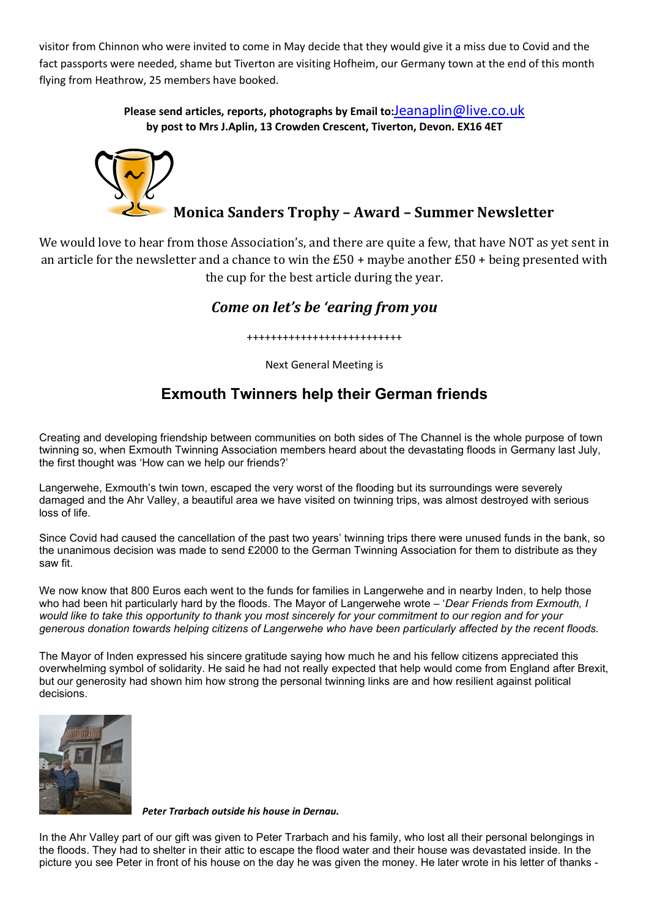visitor from Chinnon who were invited to come in May decide that they would give it a miss due to Covid and the fact passports were needed, shame but Tiverton are visiting Hofheim, our Germany town at the end of this month flying from Heathrow, 25 members have booked.

**Please send articles, reports, photographs by Email to:**Jeanaplin@live.co.uk
**by post to Mrs J.Aplin, 13 Crowden Crescent, Tiverton, Devon. EX16 4ET**

## Monica Sanders Trophy – Award – Summer Newsletter

We would love to hear from those Association's, and there are quite a few, that have NOT as yet sent in an article for the newsletter and a chance to win the £50 + maybe another £50 + being presented with the cup for the best article during the year.

### *Come on let's be 'earing from you*

++++++++++++++++++++++++++

Next General Meeting is

## Exmouth Twinners help their German friends

Creating and developing friendship between communities on both sides of The Channel is the whole purpose of town twinning so, when Exmouth Twinning Association members heard about the devastating floods in Germany last July, the first thought was 'How can we help our friends?'

Langerwehe, Exmouth's twin town, escaped the very worst of the flooding but its surroundings were severely damaged and the Ahr Valley, a beautiful area we have visited on twinning trips, was almost destroyed with serious loss of life.

Since Covid had caused the cancellation of the past two years' twinning trips there were unused funds in the bank, so the unanimous decision was made to send £2000 to the German Twinning Association for them to distribute as they saw fit.

We now know that 800 Euros each went to the funds for families in Langerwehe and in nearby Inden, to help those who had been hit particularly hard by the floods. The Mayor of Langerwehe wrote – '*Dear Friends from Exmouth, I would like to take this opportunity to thank you most sincerely for your commitment to our region and for your generous donation towards helping citizens of Langerwehe who have been particularly affected by the recent floods.*

The Mayor of Inden expressed his sincere gratitude saying how much he and his fellow citizens appreciated this overwhelming symbol of solidarity. He said he had not really expected that help would come from England after Brexit, but our generosity had shown him how strong the personal twinning links are and how resilient against political decisions.

***Peter Trarbach outside his house in Dernau.***

In the Ahr Valley part of our gift was given to Peter Trarbach and his family, who lost all their personal belongings in the floods. They had to shelter in their attic to escape the flood water and their house was devastated inside. In the picture you see Peter in front of his house on the day he was given the money. He later wrote in his letter of thanks -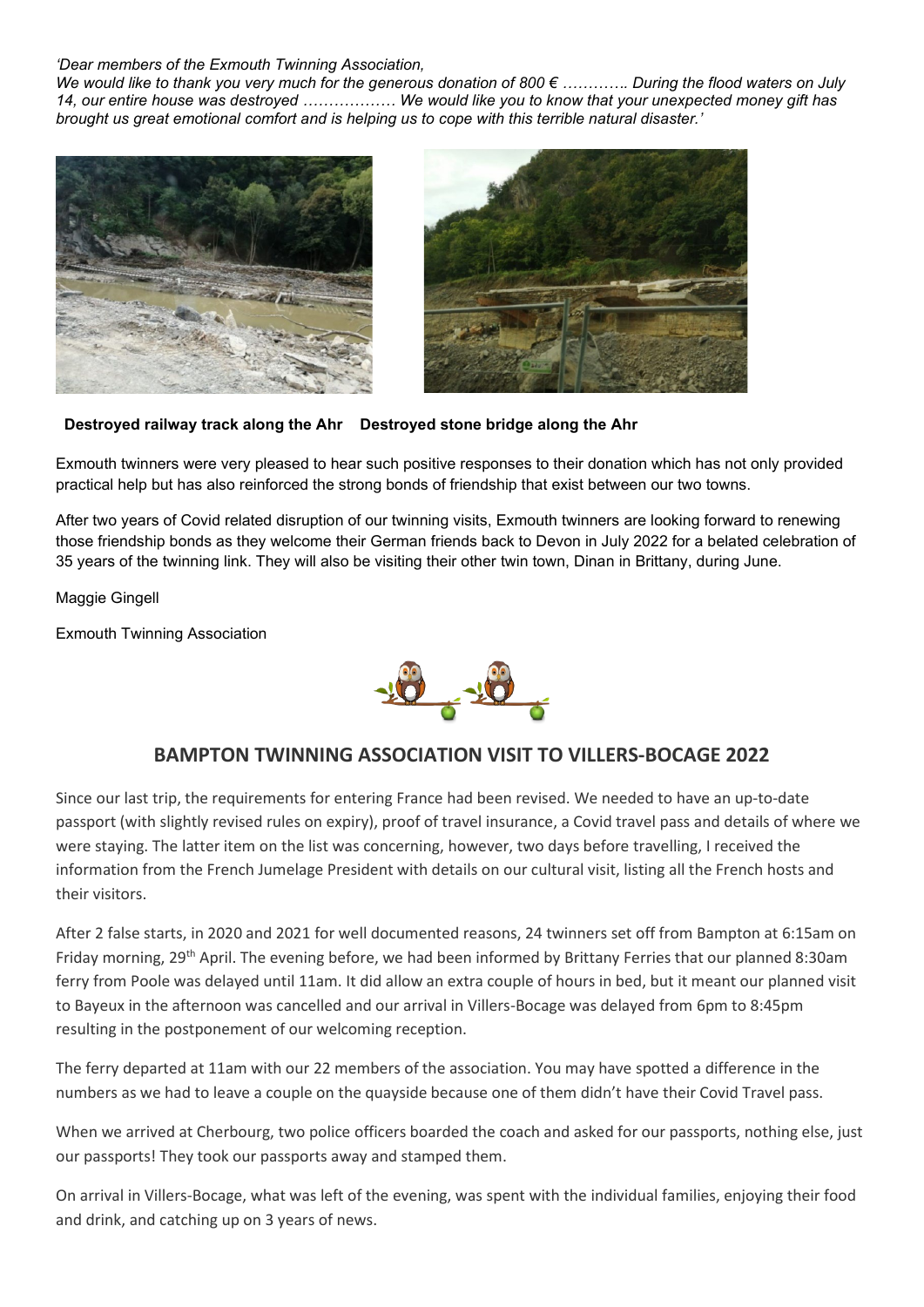*'Dear members of the Exmouth Twinning Association,*
*We would like to thank you very much for the generous donation of 800 € ………… During the flood waters on July 14, our entire house was destroyed ……………… We would like you to know that your unexpected money gift has brought us great emotional comfort and is helping us to cope with this terrible natural disaster.'*

**Destroyed railway track along the Ahr** **Destroyed stone bridge along the Ahr**

Exmouth twinners were very pleased to hear such positive responses to their donation which has not only provided practical help but has also reinforced the strong bonds of friendship that exist between our two towns.

After two years of Covid related disruption of our twinning visits, Exmouth twinners are looking forward to renewing those friendship bonds as they welcome their German friends back to Devon in July 2022 for a belated celebration of 35 years of the twinning link. They will also be visiting their other twin town, Dinan in Brittany, during June.

Maggie Gingell

Exmouth Twinning Association

## BAMPTON TWINNING ASSOCIATION VISIT TO VILLERS-BOCAGE 2022

Since our last trip, the requirements for entering France had been revised. We needed to have an up-to-date passport (with slightly revised rules on expiry), proof of travel insurance, a Covid travel pass and details of where we were staying. The latter item on the list was concerning, however, two days before travelling, I received the information from the French Jumelage President with details on our cultural visit, listing all the French hosts and their visitors.

After 2 false starts, in 2020 and 2021 for well documented reasons, 24 twinners set off from Bampton at 6:15am on Friday morning, 29th April. The evening before, we had been informed by Brittany Ferries that our planned 8:30am ferry from Poole was delayed until 11am. It did allow an extra couple of hours in bed, but it meant our planned visit to Bayeux in the afternoon was cancelled and our arrival in Villers-Bocage was delayed from 6pm to 8:45pm resulting in the postponement of our welcoming reception.

The ferry departed at 11am with our 22 members of the association. You may have spotted a difference in the numbers as we had to leave a couple on the quayside because one of them didn't have their Covid Travel pass.

When we arrived at Cherbourg, two police officers boarded the coach and asked for our passports, nothing else, just our passports! They took our passports away and stamped them.

On arrival in Villers-Bocage, what was left of the evening, was spent with the individual families, enjoying their food and drink, and catching up on 3 years of news.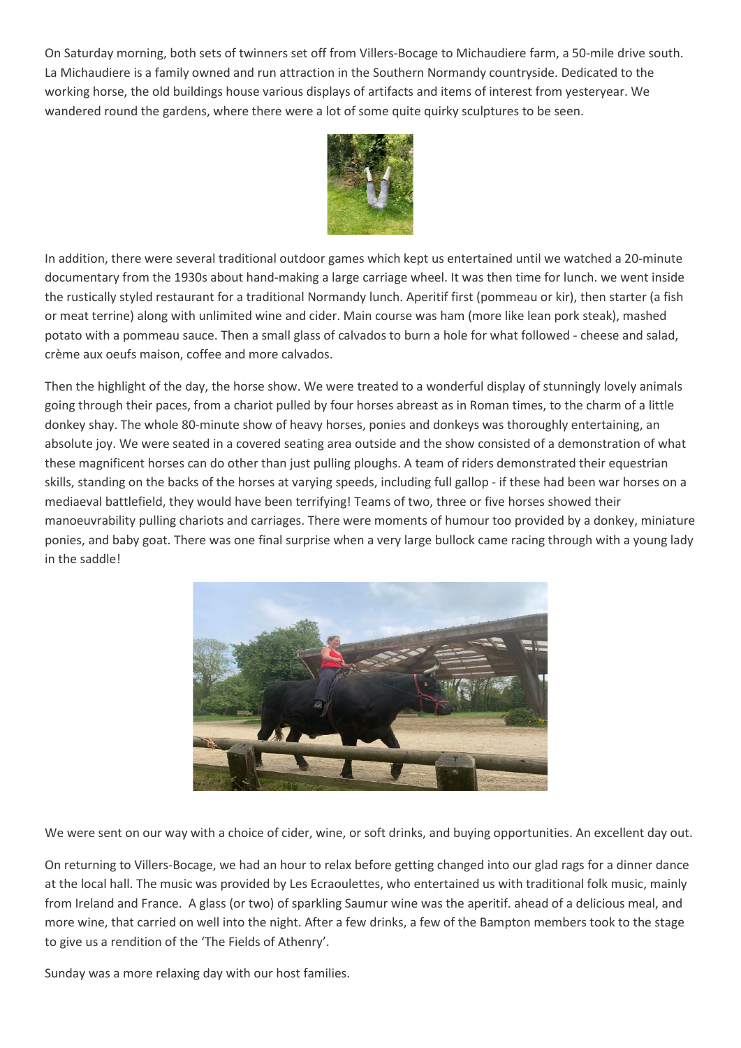On Saturday morning, both sets of twinners set off from Villers-Bocage to Michaudiere farm, a 50-mile drive south. La Michaudiere is a family owned and run attraction in the Southern Normandy countryside. Dedicated to the working horse, the old buildings house various displays of artifacts and items of interest from yesteryear. We wandered round the gardens, where there were a lot of some quite quirky sculptures to be seen.

In addition, there were several traditional outdoor games which kept us entertained until we watched a 20-minute documentary from the 1930s about hand-making a large carriage wheel. It was then time for lunch. we went inside the rustically styled restaurant for a traditional Normandy lunch. Aperitif first (pommeau or kir), then starter (a fish or meat terrine) along with unlimited wine and cider. Main course was ham (more like lean pork steak), mashed potato with a pommeau sauce. Then a small glass of calvados to burn a hole for what followed - cheese and salad, crème aux oeufs maison, coffee and more calvados.

Then the highlight of the day, the horse show. We were treated to a wonderful display of stunningly lovely animals going through their paces, from a chariot pulled by four horses abreast as in Roman times, to the charm of a little donkey shay. The whole 80-minute show of heavy horses, ponies and donkeys was thoroughly entertaining, an absolute joy. We were seated in a covered seating area outside and the show consisted of a demonstration of what these magnificent horses can do other than just pulling ploughs. A team of riders demonstrated their equestrian skills, standing on the backs of the horses at varying speeds, including full gallop - if these had been war horses on a mediaeval battlefield, they would have been terrifying! Teams of two, three or five horses showed their manoeuvrability pulling chariots and carriages. There were moments of humour too provided by a donkey, miniature ponies, and baby goat. There was one final surprise when a very large bullock came racing through with a young lady in the saddle!

We were sent on our way with a choice of cider, wine, or soft drinks, and buying opportunities. An excellent day out.

On returning to Villers-Bocage, we had an hour to relax before getting changed into our glad rags for a dinner dance at the local hall. The music was provided by Les Ecraoulettes, who entertained us with traditional folk music, mainly from Ireland and France. A glass (or two) of sparkling Saumur wine was the aperitif. ahead of a delicious meal, and more wine, that carried on well into the night. After a few drinks, a few of the Bampton members took to the stage to give us a rendition of the 'The Fields of Athenry'.

Sunday was a more relaxing day with our host families.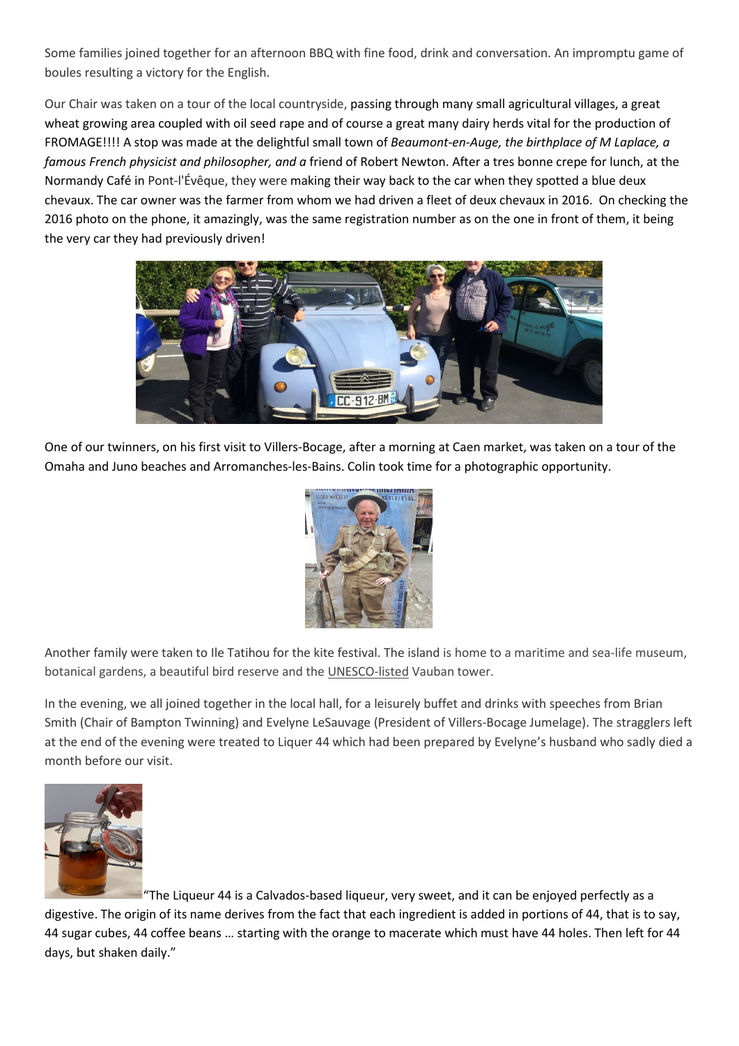Some families joined together for an afternoon BBQ with fine food, drink and conversation. An impromptu game of boules resulting a victory for the English.

Our Chair was taken on a tour of the local countryside, passing through many small agricultural villages, a great wheat growing area coupled with oil seed rape and of course a great many dairy herds vital for the production of FROMAGE!!!! A stop was made at the delightful small town of *Beaumont-en-Auge, the birthplace of M Laplace, a famous French physicist and philosopher, and a* friend of Robert Newton. After a tres bonne crepe for lunch, at the Normandy Café in Pont-l'Évêque, they were making their way back to the car when they spotted a blue deux chevaux. The car owner was the farmer from whom we had driven a fleet of deux chevaux in 2016. On checking the 2016 photo on the phone, it amazingly, was the same registration number as on the one in front of them, it being the very car they had previously driven!

One of our twinners, on his first visit to Villers-Bocage, after a morning at Caen market, was taken on a tour of the Omaha and Juno beaches and Arromanches-les-Bains. Colin took time for a photographic opportunity.

Another family were taken to Ile Tatihou for the kite festival. The island is home to a maritime and sea-life museum, botanical gardens, a beautiful bird reserve and the UNESCO-listed Vauban tower.

In the evening, we all joined together in the local hall, for a leisurely buffet and drinks with speeches from Brian Smith (Chair of Bampton Twinning) and Evelyne LeSauvage (President of Villers-Bocage Jumelage). The stragglers left at the end of the evening were treated to Liquer 44 which had been prepared by Evelyne's husband who sadly died a month before our visit.

"The Liqueur 44 is a Calvados-based liqueur, very sweet, and it can be enjoyed perfectly as a digestive. The origin of its name derives from the fact that each ingredient is added in portions of 44, that is to say, 44 sugar cubes, 44 coffee beans … starting with the orange to macerate which must have 44 holes. Then left for 44 days, but shaken daily."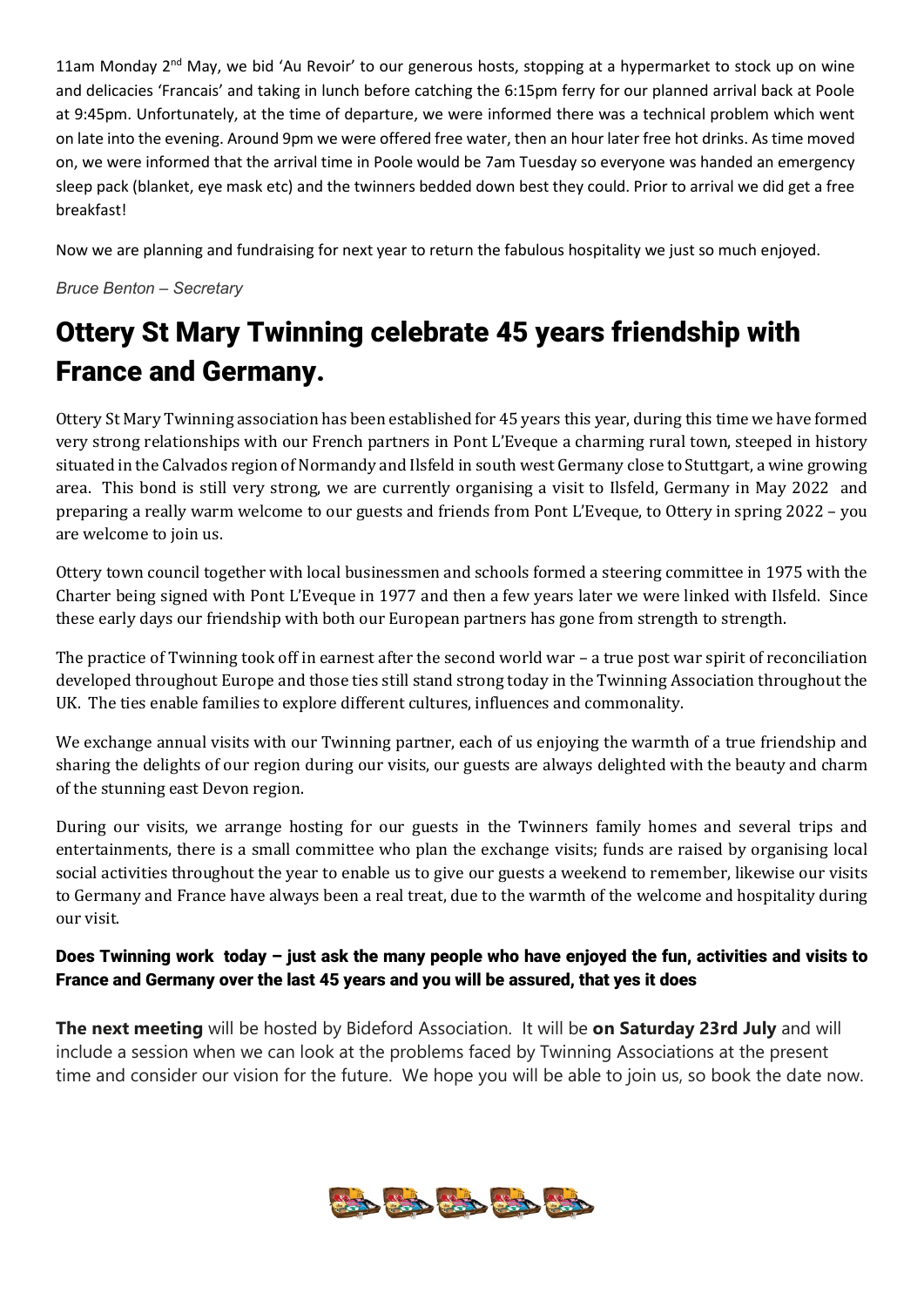11am Monday 2nd May, we bid 'Au Revoir' to our generous hosts, stopping at a hypermarket to stock up on wine and delicacies 'Francais' and taking in lunch before catching the 6:15pm ferry for our planned arrival back at Poole at 9:45pm. Unfortunately, at the time of departure, we were informed there was a technical problem which went on late into the evening. Around 9pm we were offered free water, then an hour later free hot drinks. As time moved on, we were informed that the arrival time in Poole would be 7am Tuesday so everyone was handed an emergency sleep pack (blanket, eye mask etc) and the twinners bedded down best they could. Prior to arrival we did get a free breakfast!

Now we are planning and fundraising for next year to return the fabulous hospitality we just so much enjoyed.

*Bruce Benton – Secretary*

# Ottery St Mary Twinning celebrate 45 years friendship with France and Germany.

Ottery St Mary Twinning association has been established for 45 years this year, during this time we have formed very strong relationships with our French partners in Pont L'Eveque a charming rural town, steeped in history situated in the Calvados region of Normandy and Ilsfeld in south west Germany close to Stuttgart, a wine growing area. This bond is still very strong, we are currently organising a visit to Ilsfeld, Germany in May 2022 and preparing a really warm welcome to our guests and friends from Pont L'Eveque, to Ottery in spring 2022 – you are welcome to join us.

Ottery town council together with local businessmen and schools formed a steering committee in 1975 with the Charter being signed with Pont L'Eveque in 1977 and then a few years later we were linked with Ilsfeld. Since these early days our friendship with both our European partners has gone from strength to strength.

The practice of Twinning took off in earnest after the second world war – a true post war spirit of reconciliation developed throughout Europe and those ties still stand strong today in the Twinning Association throughout the UK. The ties enable families to explore different cultures, influences and commonality.

We exchange annual visits with our Twinning partner, each of us enjoying the warmth of a true friendship and sharing the delights of our region during our visits, our guests are always delighted with the beauty and charm of the stunning east Devon region.

During our visits, we arrange hosting for our guests in the Twinners family homes and several trips and entertainments, there is a small committee who plan the exchange visits; funds are raised by organising local social activities throughout the year to enable us to give our guests a weekend to remember, likewise our visits to Germany and France have always been a real treat, due to the warmth of the welcome and hospitality during our visit.

**Does Twinning work today – just ask the many people who have enjoyed the fun, activities and visits to France and Germany over the last 45 years and you will be assured, that yes it does**

**The next meeting** will be hosted by Bideford Association. It will be **on Saturday 23rd July** and will include a session when we can look at the problems faced by Twinning Associations at the present time and consider our vision for the future. We hope you will be able to join us, so book the date now.